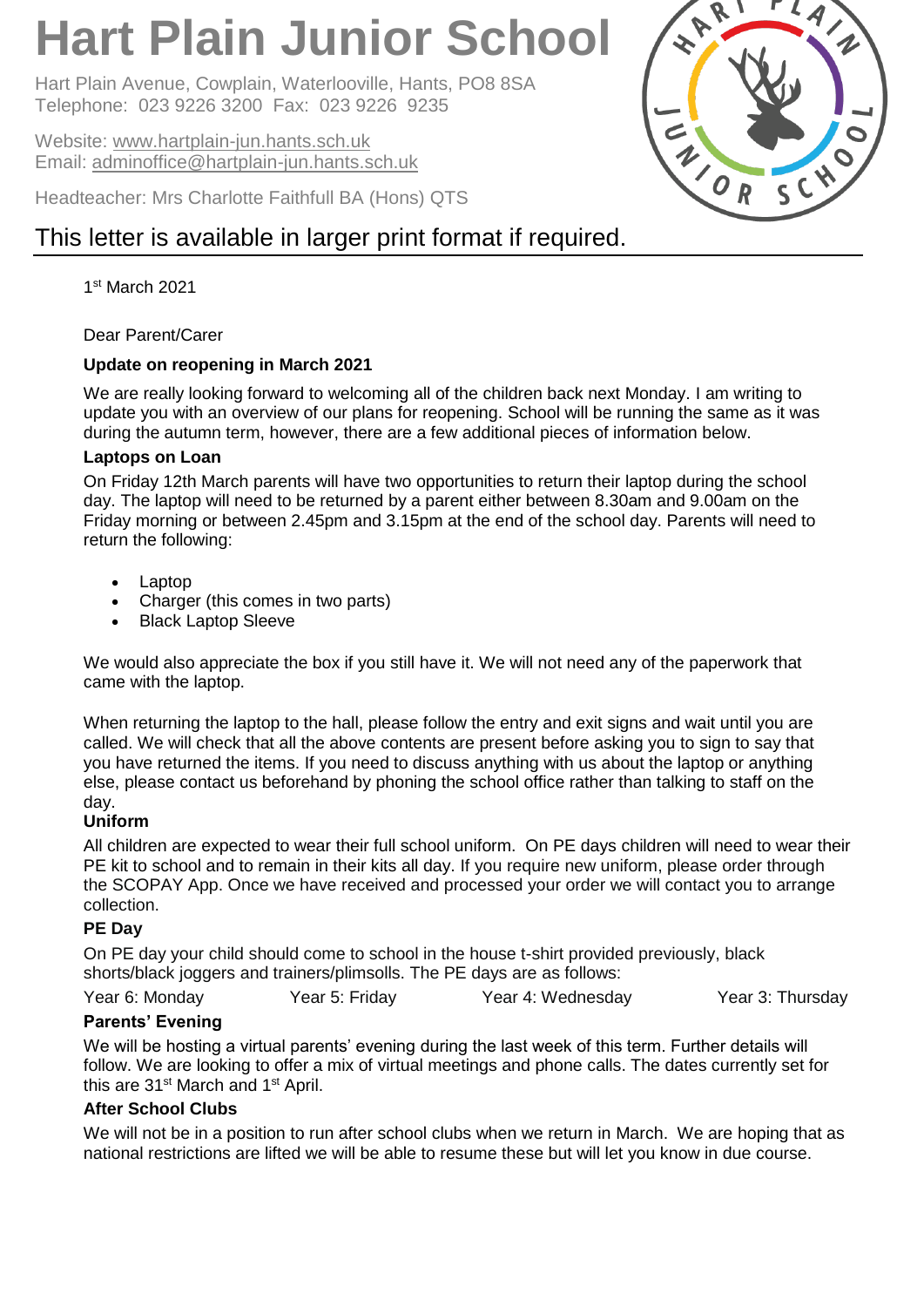# Hart Plain Junior School

Hart Plain Avenue, Cowplain, Waterlooville, Hants, PO8 8SA
Telephone: 023 9226 3200 Fax: 023 9226 9235

Website: www.hartplain-jun.hants.sch.uk
Email: adminoffice@hartplain-jun.hants.sch.uk

Headteacher: Mrs Charlotte Faithfull BA (Hons) QTS

This letter is available in larger print format if required.

1st March 2021

Dear Parent/Carer

**Update on reopening in March 2021**

We are really looking forward to welcoming all of the children back next Monday. I am writing to update you with an overview of our plans for reopening. School will be running the same as it was during the autumn term, however, there are a few additional pieces of information below.

**Laptops on Loan**

On Friday 12th March parents will have two opportunities to return their laptop during the school day. The laptop will need to be returned by a parent either between 8.30am and 9.00am on the Friday morning or between 2.45pm and 3.15pm at the end of the school day. Parents will need to return the following:

- Laptop
- Charger (this comes in two parts)
- Black Laptop Sleeve

We would also appreciate the box if you still have it. We will not need any of the paperwork that came with the laptop.

When returning the laptop to the hall, please follow the entry and exit signs and wait until you are called. We will check that all the above contents are present before asking you to sign to say that you have returned the items. If you need to discuss anything with us about the laptop or anything else, please contact us beforehand by phoning the school office rather than talking to staff on the day.

**Uniform**

All children are expected to wear their full school uniform. On PE days children will need to wear their PE kit to school and to remain in their kits all day. If you require new uniform, please order through the SCOPAY App. Once we have received and processed your order we will contact you to arrange collection.

**PE Day**

On PE day your child should come to school in the house t-shirt provided previously, black shorts/black joggers and trainers/plimsolls. The PE days are as follows:

Year 6: Monday Year 5: Friday Year 4: Wednesday Year 3: Thursday

**Parents' Evening**

We will be hosting a virtual parents' evening during the last week of this term. Further details will follow. We are looking to offer a mix of virtual meetings and phone calls. The dates currently set for this are 31st March and 1st April.

**After School Clubs**

We will not be in a position to run after school clubs when we return in March. We are hoping that as national restrictions are lifted we will be able to resume these but will let you know in due course.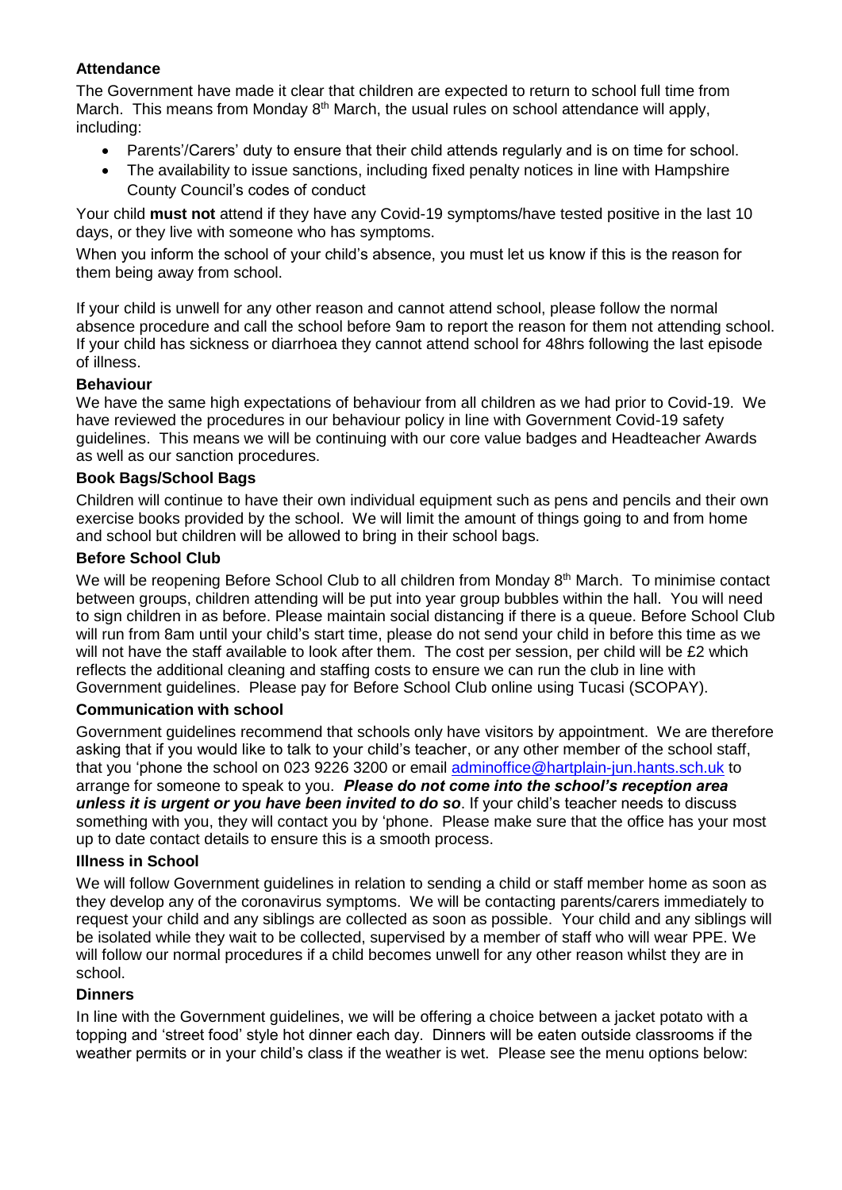### Attendance

The Government have made it clear that children are expected to return to school full time from March. This means from Monday 8th March, the usual rules on school attendance will apply, including:

- Parents'/Carers' duty to ensure that their child attends regularly and is on time for school.
- The availability to issue sanctions, including fixed penalty notices in line with Hampshire County Council's codes of conduct

Your child **must not** attend if they have any Covid-19 symptoms/have tested positive in the last 10 days, or they live with someone who has symptoms.

When you inform the school of your child's absence, you must let us know if this is the reason for them being away from school.

If your child is unwell for any other reason and cannot attend school, please follow the normal absence procedure and call the school before 9am to report the reason for them not attending school. If your child has sickness or diarrhoea they cannot attend school for 48hrs following the last episode of illness.

### Behaviour

We have the same high expectations of behaviour from all children as we had prior to Covid-19. We have reviewed the procedures in our behaviour policy in line with Government Covid-19 safety guidelines. This means we will be continuing with our core value badges and Headteacher Awards as well as our sanction procedures.

### Book Bags/School Bags

Children will continue to have their own individual equipment such as pens and pencils and their own exercise books provided by the school. We will limit the amount of things going to and from home and school but children will be allowed to bring in their school bags.

### Before School Club

We will be reopening Before School Club to all children from Monday 8th March. To minimise contact between groups, children attending will be put into year group bubbles within the hall. You will need to sign children in as before. Please maintain social distancing if there is a queue. Before School Club will run from 8am until your child's start time, please do not send your child in before this time as we will not have the staff available to look after them. The cost per session, per child will be £2 which reflects the additional cleaning and staffing costs to ensure we can run the club in line with Government guidelines. Please pay for Before School Club online using Tucasi (SCOPAY).

### Communication with school

Government guidelines recommend that schools only have visitors by appointment. We are therefore asking that if you would like to talk to your child's teacher, or any other member of the school staff, that you 'phone the school on 023 9226 3200 or email adminoffice@hartplain-jun.hants.sch.uk to arrange for someone to speak to you. ***Please do not come into the school's reception area unless it is urgent or you have been invited to do so***. If your child's teacher needs to discuss something with you, they will contact you by 'phone. Please make sure that the office has your most up to date contact details to ensure this is a smooth process.

### Illness in School

We will follow Government guidelines in relation to sending a child or staff member home as soon as they develop any of the coronavirus symptoms. We will be contacting parents/carers immediately to request your child and any siblings are collected as soon as possible. Your child and any siblings will be isolated while they wait to be collected, supervised by a member of staff who will wear PPE. We will follow our normal procedures if a child becomes unwell for any other reason whilst they are in school.

### Dinners

In line with the Government guidelines, we will be offering a choice between a jacket potato with a topping and 'street food' style hot dinner each day. Dinners will be eaten outside classrooms if the weather permits or in your child's class if the weather is wet. Please see the menu options below: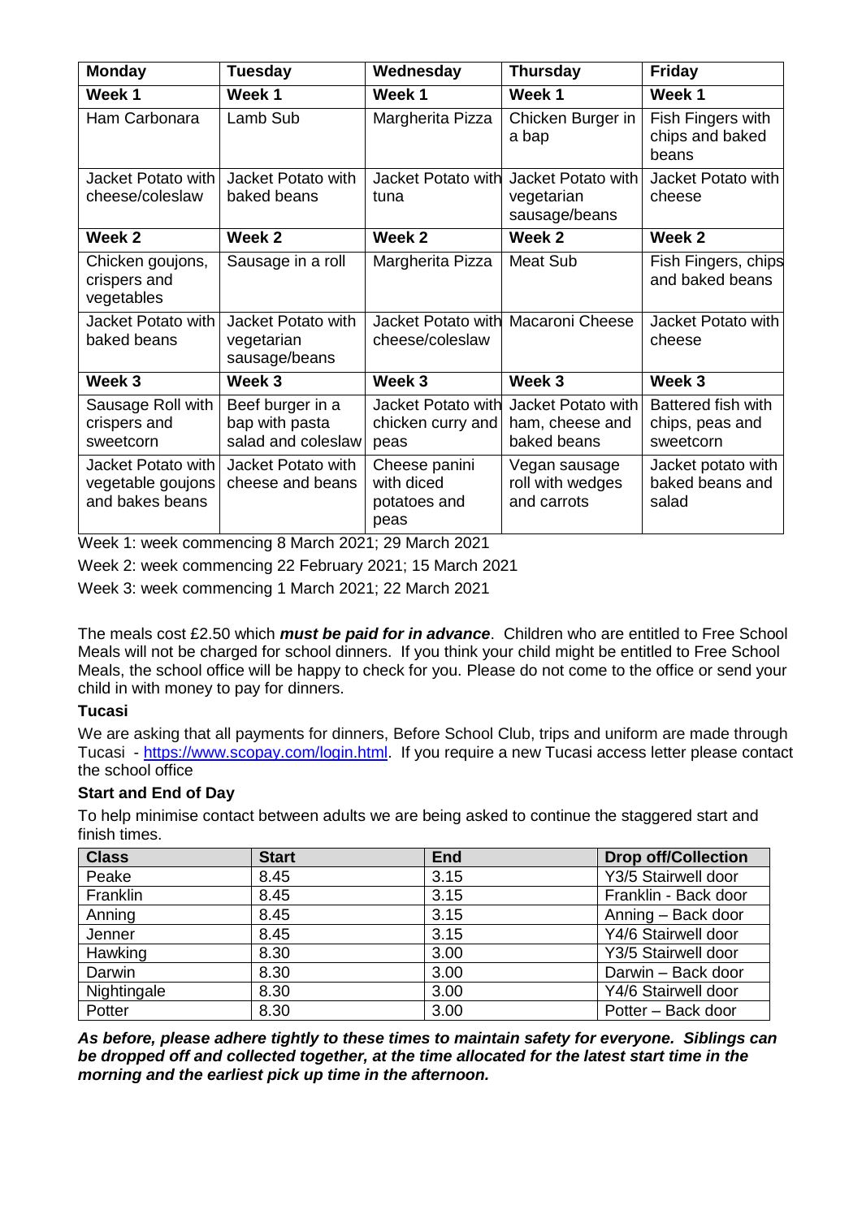| Monday | Tuesday | Wednesday | Thursday | Friday |
|---|---|---|---|---|
| **Week 1** | **Week 1** | **Week 1** | **Week 1** | **Week 1** |
| Ham Carbonara | Lamb Sub | Margherita Pizza | Chicken Burger in a bap | Fish Fingers with chips and baked beans |
| Jacket Potato with cheese/coleslaw | Jacket Potato with baked beans | Jacket Potato with tuna | Jacket Potato with vegetarian sausage/beans | Jacket Potato with cheese |
| **Week 2** | **Week 2** | **Week 2** | **Week 2** | **Week 2** |
| Chicken goujons, crispers and vegetables | Sausage in a roll | Margherita Pizza | Meat Sub | Fish Fingers, chips and baked beans |
| Jacket Potato with baked beans | Jacket Potato with vegetarian sausage/beans | Jacket Potato with cheese/coleslaw | Macaroni Cheese | Jacket Potato with cheese |
| **Week 3** | **Week 3** | **Week 3** | **Week 3** | **Week 3** |
| Sausage Roll with crispers and sweetcorn | Beef burger in a bap with pasta salad and coleslaw | Jacket Potato with chicken curry and peas | Jacket Potato with ham, cheese and baked beans | Battered fish with chips, peas and sweetcorn |
| Jacket Potato with vegetable goujons and bakes beans | Jacket Potato with cheese and beans | Cheese panini with diced potatoes and peas | Vegan sausage roll with wedges and carrots | Jacket potato with baked beans and salad |

Week 1: week commencing 8 March 2021; 29 March 2021

Week 2: week commencing 22 February 2021; 15 March 2021

Week 3: week commencing 1 March 2021; 22 March 2021

The meals cost £2.50 which ***must be paid for in advance***. Children who are entitled to Free School Meals will not be charged for school dinners. If you think your child might be entitled to Free School Meals, the school office will be happy to check for you. Please do not come to the office or send your child in with money to pay for dinners.

**Tucasi**

We are asking that all payments for dinners, Before School Club, trips and uniform are made through Tucasi - https://www.scopay.com/login.html. If you require a new Tucasi access letter please contact the school office

**Start and End of Day**

To help minimise contact between adults we are being asked to continue the staggered start and finish times.

| Class | Start | End | Drop off/Collection |
|---|---|---|---|
| Peake | 8.45 | 3.15 | Y3/5 Stairwell door |
| Franklin | 8.45 | 3.15 | Franklin - Back door |
| Anning | 8.45 | 3.15 | Anning – Back door |
| Jenner | 8.45 | 3.15 | Y4/6 Stairwell door |
| Hawking | 8.30 | 3.00 | Y3/5 Stairwell door |
| Darwin | 8.30 | 3.00 | Darwin – Back door |
| Nightingale | 8.30 | 3.00 | Y4/6 Stairwell door |
| Potter | 8.30 | 3.00 | Potter – Back door |

***As before, please adhere tightly to these times to maintain safety for everyone. Siblings can be dropped off and collected together, at the time allocated for the latest start time in the morning and the earliest pick up time in the afternoon.***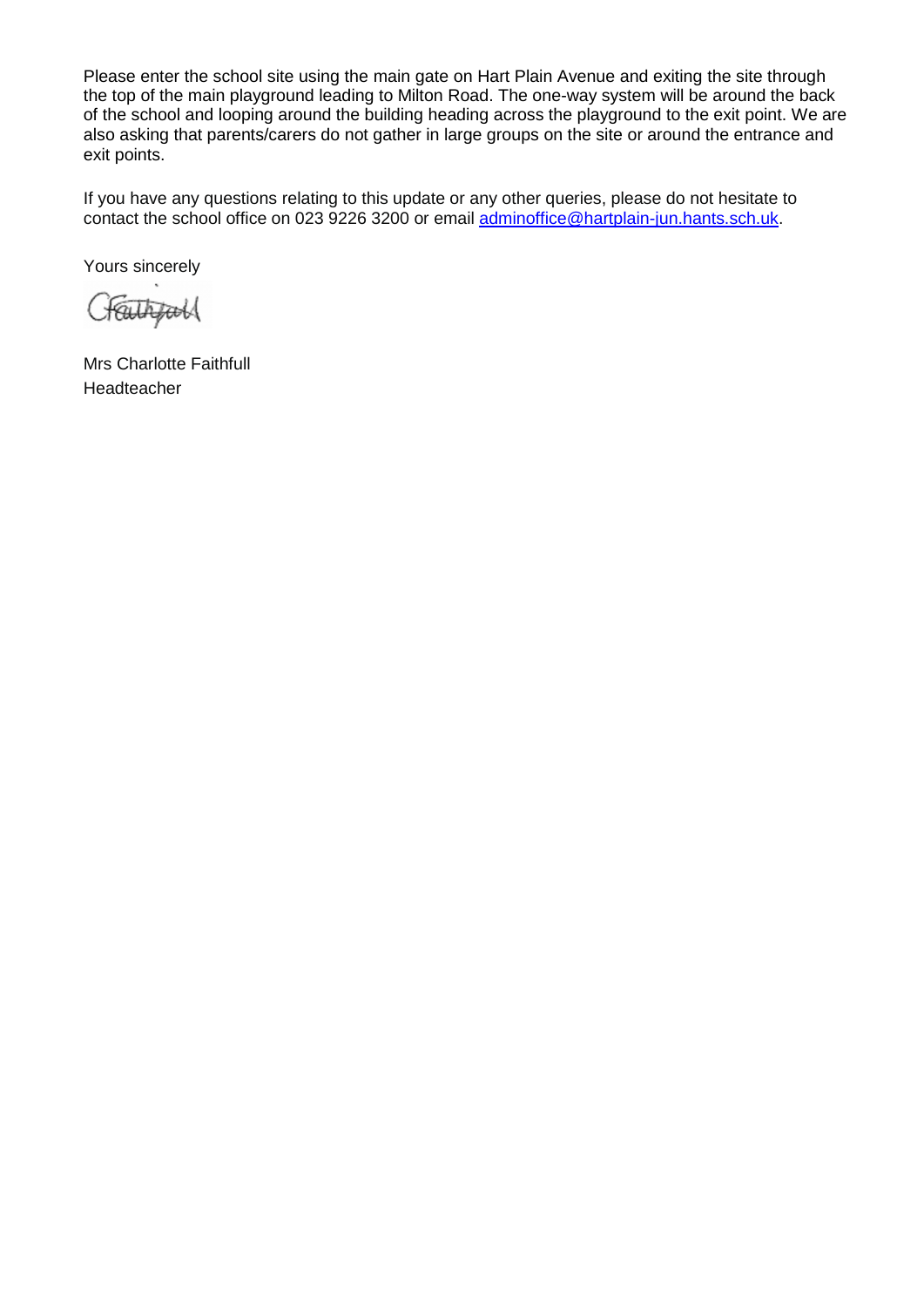Please enter the school site using the main gate on Hart Plain Avenue and exiting the site through the top of the main playground leading to Milton Road. The one-way system will be around the back of the school and looping around the building heading across the playground to the exit point. We are also asking that parents/carers do not gather in large groups on the site or around the entrance and exit points.

If you have any questions relating to this update or any other queries, please do not hesitate to contact the school office on 023 9226 3200 or email adminoffice@hartplain-jun.hants.sch.uk.

Yours sincerely

Mrs Charlotte Faithfull
Headteacher